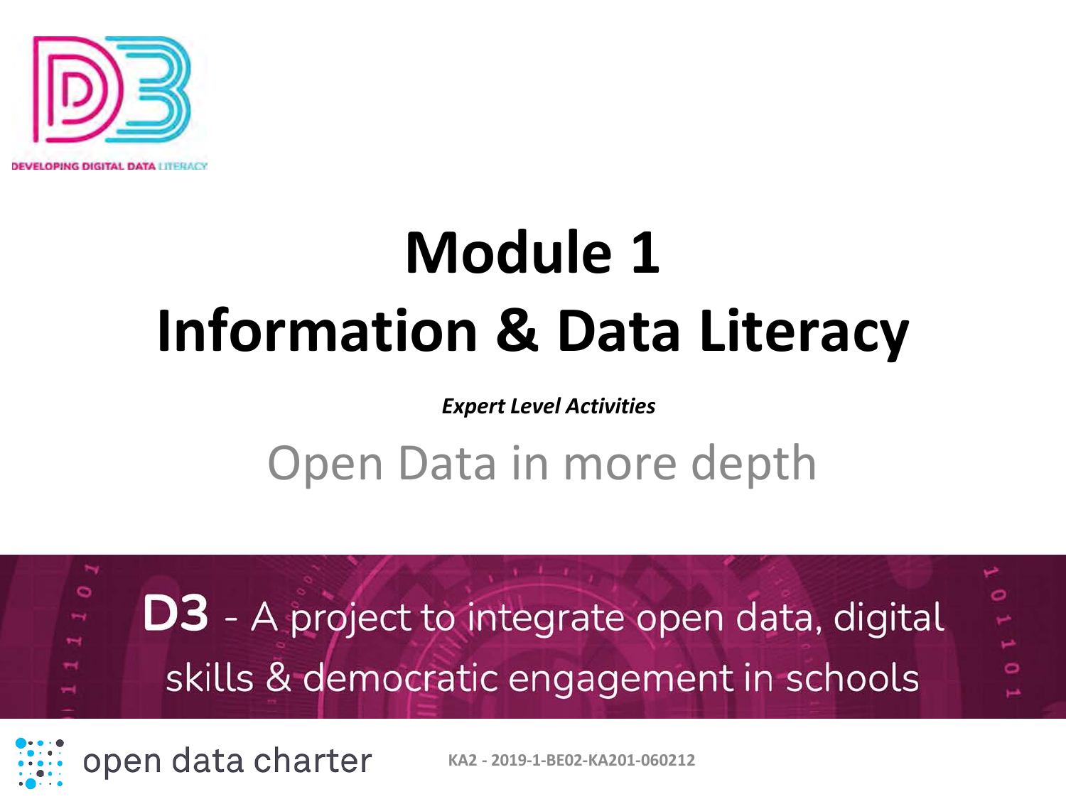DEVELOPING DIGITAL DATA LITERACY

# Module 1
# Information & Data Literacy

***Expert Level Activities***

## Open Data in more depth

**D3** - A project to integrate open data, digital skills & democratic engagement in schools

open data charter

KA2 - 2019-1-BE02-KA201-060212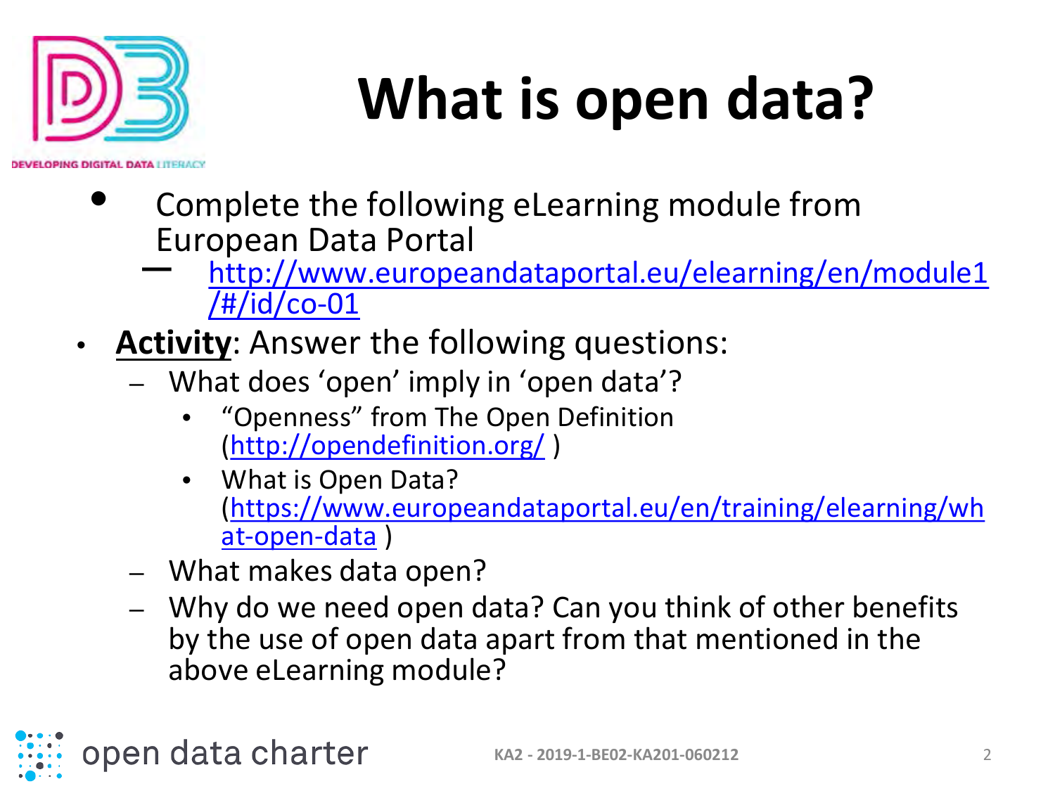# What is open data?

- Complete the following eLearning module from European Data Portal
  - http://www.europeandataportal.eu/elearning/en/module1/#/id/co-01
- **Activity**: Answer the following questions:
  - What does 'open' imply in 'open data'?
    - "Openness" from The Open Definition (http://opendefinition.org/ )
    - What is Open Data? (https://www.europeandataportal.eu/en/training/elearning/what-open-data )
  - What makes data open?
  - Why do we need open data? Can you think of other benefits by the use of open data apart from that mentioned in the above eLearning module?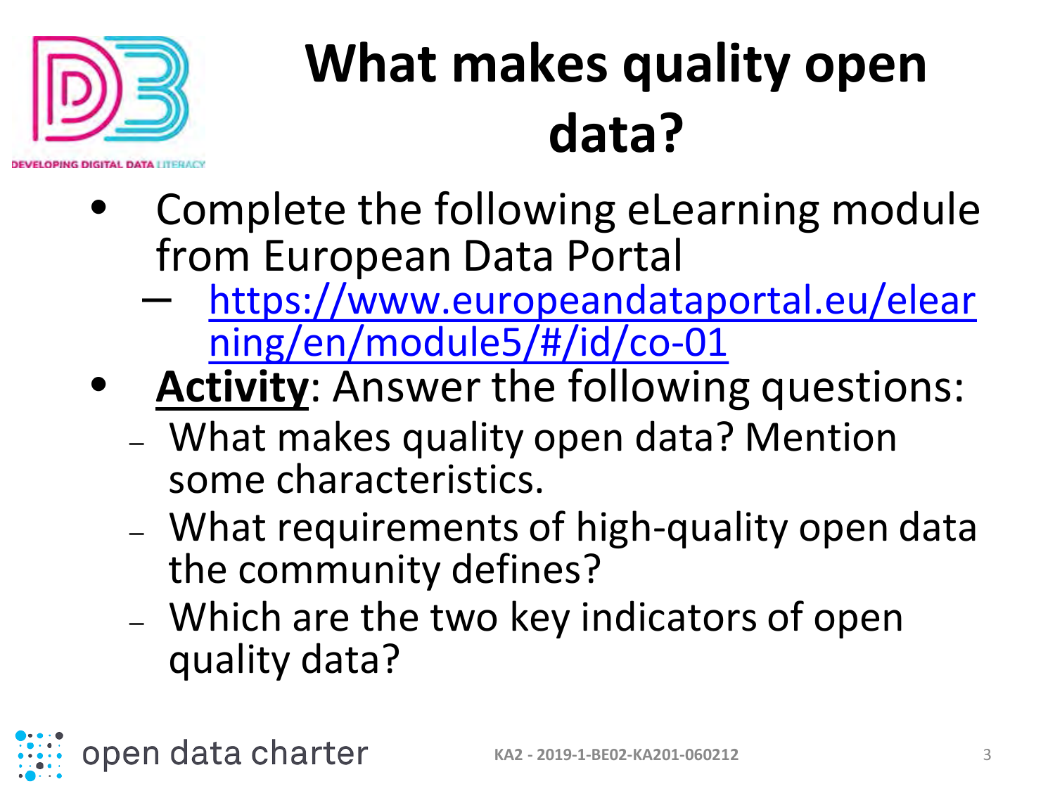# What makes quality open data?

- Complete the following eLearning module from European Data Portal
  - https://www.europeandataportal.eu/elearning/en/module5/#/id/co-01
- **Activity**: Answer the following questions:
  - What makes quality open data? Mention some characteristics.
  - What requirements of high-quality open data the community defines?
  - Which are the two key indicators of open quality data?

open data charter

KA2 - 2019-1-BE02-KA201-060212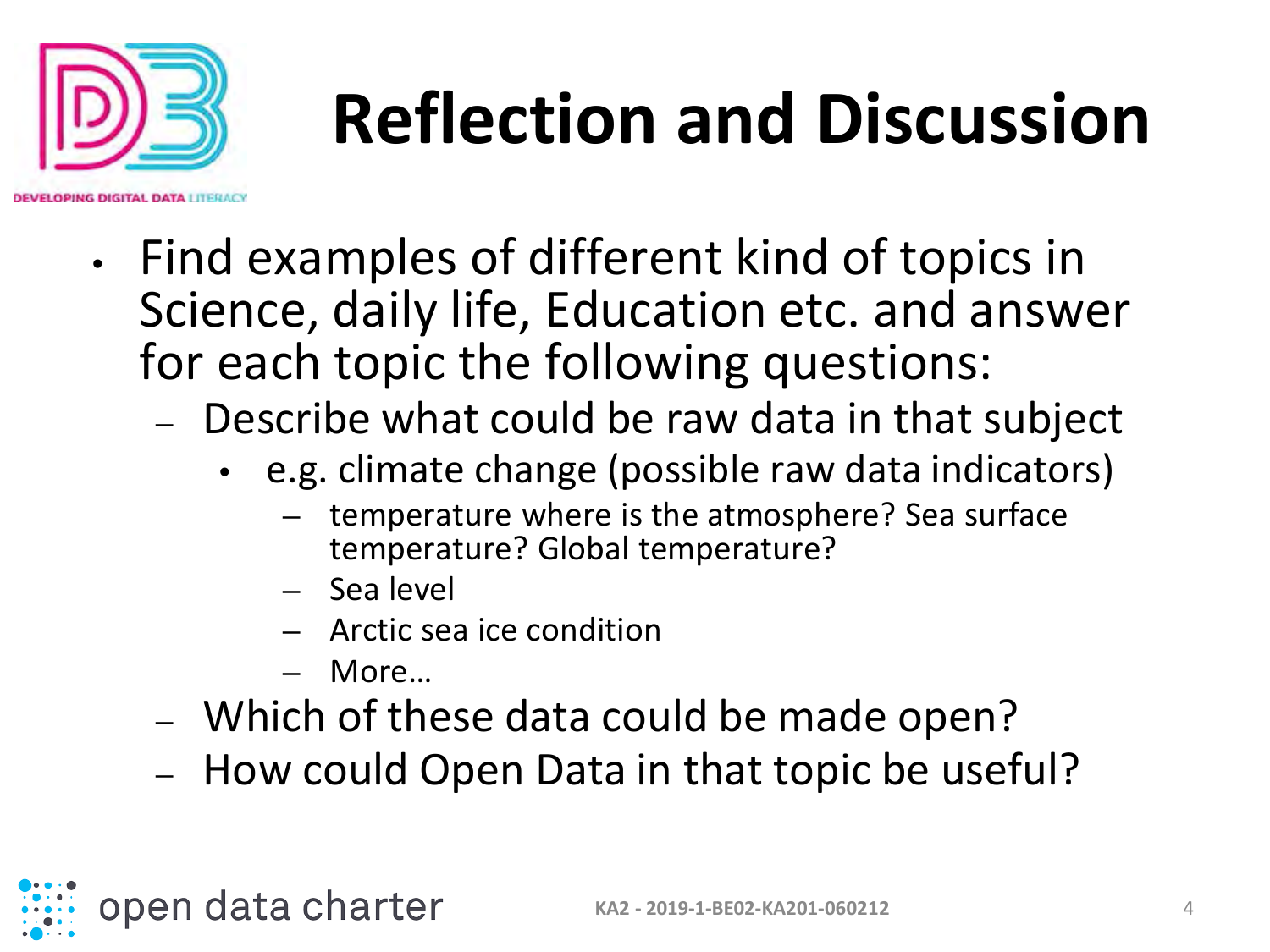# Reflection and Discussion

- Find examples of different kind of topics in Science, daily life, Education etc. and answer for each topic the following questions:
  - Describe what could be raw data in that subject
    - e.g. climate change (possible raw data indicators)
      - temperature where is the atmosphere? Sea surface temperature? Global temperature?
      - Sea level
      - Arctic sea ice condition
      - More…
  - Which of these data could be made open?
  - How could Open Data in that topic be useful?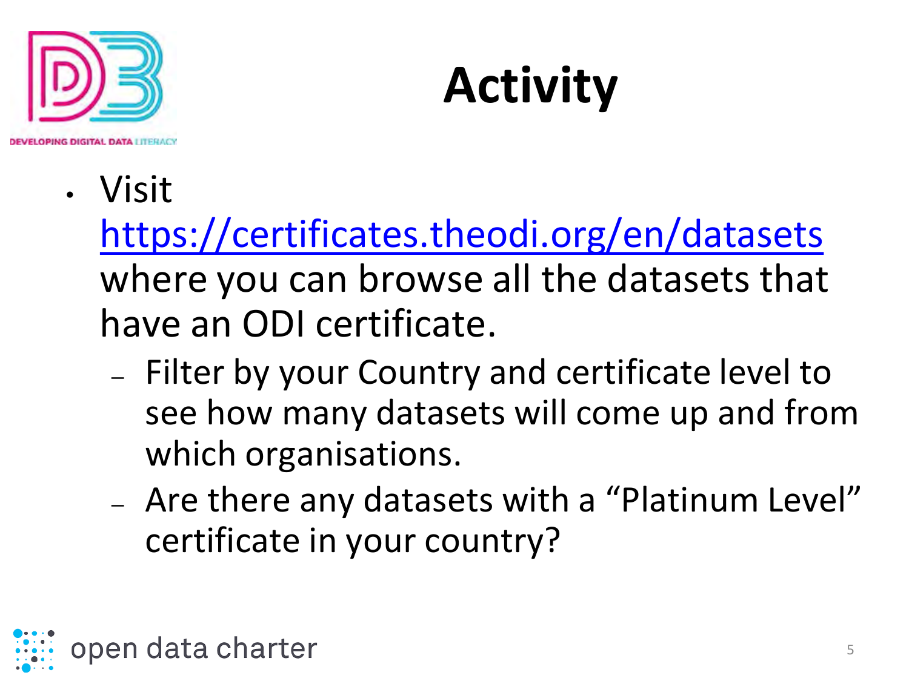# Activity

- Visit [https://certificates.theodi.org/en/datasets](https://certificates.theodi.org/en/datasets) where you can browse all the datasets that have an ODI certificate.
  - Filter by your Country and certificate level to see how many datasets will come up and from which organisations.
  - Are there any datasets with a "Platinum Level" certificate in your country?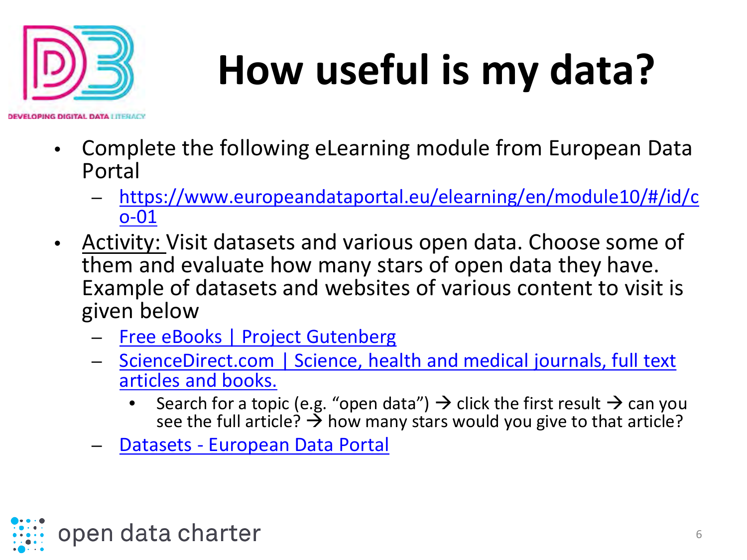# How useful is my data?

- Complete the following eLearning module from European Data Portal
  - https://www.europeandataportal.eu/elearning/en/module10/#/id/co-01
- Activity: Visit datasets and various open data. Choose some of them and evaluate how many stars of open data they have. Example of datasets and websites of various content to visit is given below
  - Free eBooks | Project Gutenberg
  - ScienceDirect.com | Science, health and medical journals, full text articles and books.
    - Search for a topic (e.g. "open data") → click the first result → can you see the full article? → how many stars would you give to that article?
  - Datasets - European Data Portal